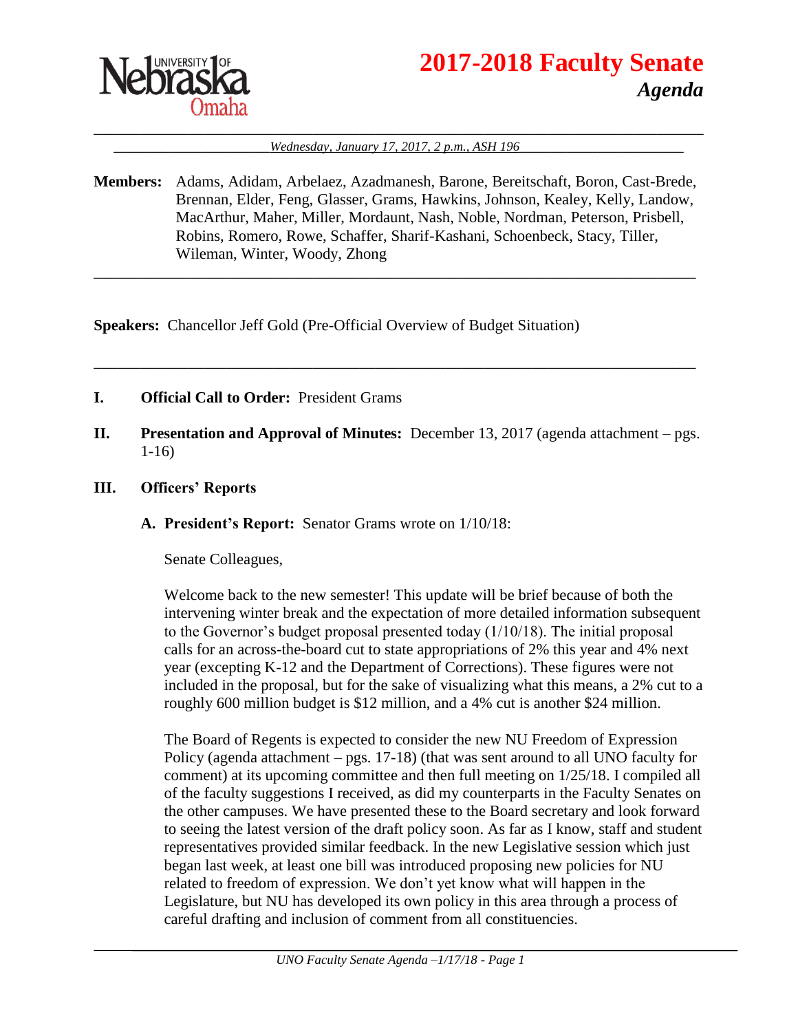# 2017-2018 Faculty Senate

## *Agenda*

*Wednesday, January 17, 2017, 2 p.m., ASH 196*

**Members:** Adams, Adidam, Arbelaez, Azadmanesh, Barone, Bereitschaft, Boron, Cast-Brede, Brennan, Elder, Feng, Glasser, Grams, Hawkins, Johnson, Kealey, Kelly, Landow, MacArthur, Maher, Miller, Mordaunt, Nash, Noble, Nordman, Peterson, Prisbell, Robins, Romero, Rowe, Schaffer, Sharif-Kashani, Schoenbeck, Stacy, Tiller, Wileman, Winter, Woody, Zhong

---

**Speakers:** Chancellor Jeff Gold (Pre-Official Overview of Budget Situation)

---

**I. Official Call to Order:** President Grams

**II. Presentation and Approval of Minutes:** December 13, 2017 (agenda attachment – pgs. 1-16)

**III. Officers' Reports**

**A. President's Report:** Senator Grams wrote on 1/10/18:

Senate Colleagues,

Welcome back to the new semester! This update will be brief because of both the intervening winter break and the expectation of more detailed information subsequent to the Governor's budget proposal presented today (1/10/18). The initial proposal calls for an across-the-board cut to state appropriations of 2% this year and 4% next year (excepting K-12 and the Department of Corrections). These figures were not included in the proposal, but for the sake of visualizing what this means, a 2% cut to a roughly 600 million budget is $12 million, and a 4% cut is another $24 million.

The Board of Regents is expected to consider the new NU Freedom of Expression Policy (agenda attachment – pgs. 17-18) (that was sent around to all UNO faculty for comment) at its upcoming committee and then full meeting on 1/25/18. I compiled all of the faculty suggestions I received, as did my counterparts in the Faculty Senates on the other campuses. We have presented these to the Board secretary and look forward to seeing the latest version of the draft policy soon. As far as I know, staff and student representatives provided similar feedback. In the new Legislative session which just began last week, at least one bill was introduced proposing new policies for NU related to freedom of expression. We don't yet know what will happen in the Legislature, but NU has developed its own policy in this area through a process of careful drafting and inclusion of comment from all constituencies.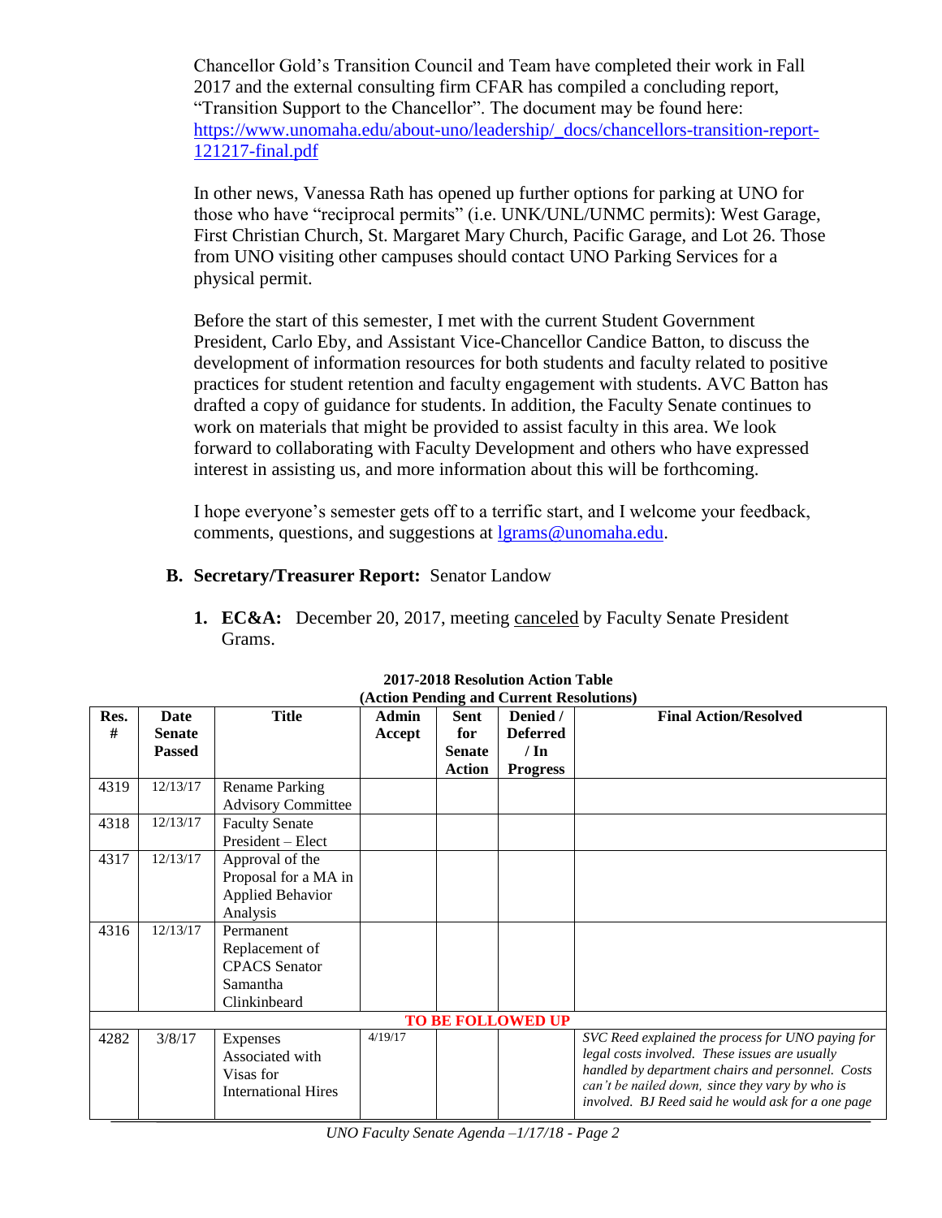Chancellor Gold's Transition Council and Team have completed their work in Fall 2017 and the external consulting firm CFAR has compiled a concluding report, "Transition Support to the Chancellor". The document may be found here: https://www.unomaha.edu/about-uno/leadership/_docs/chancellors-transition-report-121217-final.pdf

In other news, Vanessa Rath has opened up further options for parking at UNO for those who have "reciprocal permits" (i.e. UNK/UNL/UNMC permits): West Garage, First Christian Church, St. Margaret Mary Church, Pacific Garage, and Lot 26. Those from UNO visiting other campuses should contact UNO Parking Services for a physical permit.

Before the start of this semester, I met with the current Student Government President, Carlo Eby, and Assistant Vice-Chancellor Candice Batton, to discuss the development of information resources for both students and faculty related to positive practices for student retention and faculty engagement with students. AVC Batton has drafted a copy of guidance for students. In addition, the Faculty Senate continues to work on materials that might be provided to assist faculty in this area. We look forward to collaborating with Faculty Development and others who have expressed interest in assisting us, and more information about this will be forthcoming.

I hope everyone's semester gets off to a terrific start, and I welcome your feedback, comments, questions, and suggestions at lgrams@unomaha.edu.

**B. Secretary/Treasurer Report:** Senator Landow

1. **EC&A:** December 20, 2017, meeting canceled by Faculty Senate President Grams.

**2017-2018 Resolution Action Table**
**(Action Pending and Current Resolutions)**

| Res. # | Date Senate Passed | Title | Admin Accept | Sent for Senate Action | Denied / Deferred / In Progress | Final Action/Resolved |
|---|---|---|---|---|---|---|
| 4319 | 12/13/17 | Rename Parking Advisory Committee | | | | |
| 4318 | 12/13/17 | Faculty Senate President – Elect | | | | |
| 4317 | 12/13/17 | Approval of the Proposal for a MA in Applied Behavior Analysis | | | | |
| 4316 | 12/13/17 | Permanent Replacement of CPACS Senator Samantha Clinkinbeard | | | | |
| | | **TO BE FOLLOWED UP** | | | | |
| 4282 | 3/8/17 | Expenses Associated with Visas for International Hires | 4/19/17 | | | *SVC Reed explained the process for UNO paying for legal costs involved. These issues are usually handled by department chairs and personnel. Costs can't be nailed down, since they vary by who is involved. BJ Reed said he would ask for a one page* |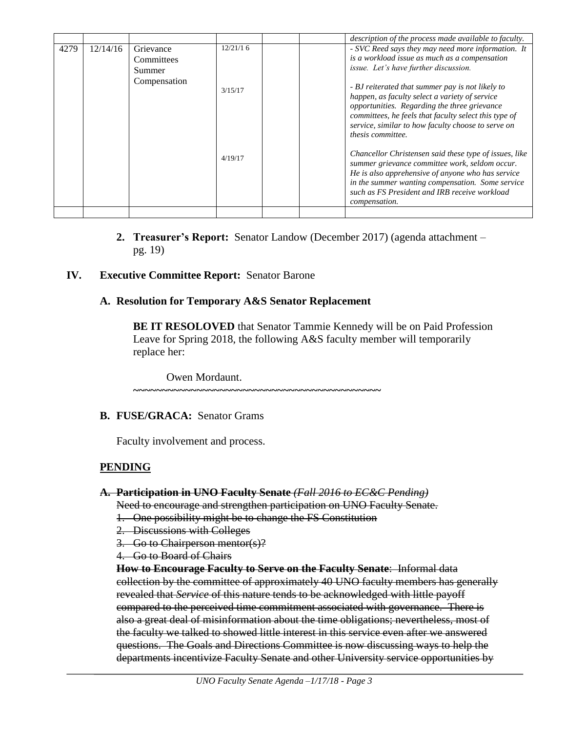| | | | | | | |
|---|---|---|---|---|---|---|
| | | | | | | *description of the process made available to faculty.* |
| 4279 | 12/14/16 | Grievance Committees Summer Compensation | 12/21/1 6 | | | *- SVC Reed says they may need more information. It is a workload issue as much as a compensation issue. Let's have further discussion.* |
| | | | 3/15/17 | | | *- BJ reiterated that summer pay is not likely to happen, as faculty select a variety of service opportunities. Regarding the three grievance committees, he feels that faculty select this type of service, similar to how faculty choose to serve on thesis committee.* |
| | | | 4/19/17 | | | *Chancellor Christensen said these type of issues, like summer grievance committee work, seldom occur. He is also apprehensive of anyone who has service in the summer wanting compensation. Some service such as FS President and IRB receive workload compensation.* |
| | | | | | | |

2. **Treasurer's Report:** Senator Landow (December 2017) (agenda attachment – pg. 19)

## IV. Executive Committee Report: Senator Barone

### A. Resolution for Temporary A&S Senator Replacement

**BE IT RESOLOVED** that Senator Tammie Kennedy will be on Paid Profession Leave for Spring 2018, the following A&S faculty member will temporarily replace her:

Owen Mordaunt.

~~~~~~~~~~~~~~~~~~~~~~~~~~~~~~~~~~~~~~~~~~~~~~~

### B. FUSE/GRACA: Senator Grams

Faculty involvement and process.

**PENDING**

~~**A. Participation in UNO Faculty Senate** *(Fall 2016 to EC&C Pending)*~~

~~Need to encourage and strengthen participation on UNO Faculty Senate.~~

1. ~~One possibility might be to change the FS Constitution~~
2. ~~Discussions with Colleges~~
3. ~~Go to Chairperson mentor(s)?~~
4. ~~Go to Board of Chairs~~

~~**How to Encourage Faculty to Serve on the Faculty Senate**: Informal data collection by the committee of approximately 40 UNO faculty members has generally revealed that *Service* of this nature tends to be acknowledged with little payoff compared to the perceived time commitment associated with governance. There is also a great deal of misinformation about the time obligations; nevertheless, most of the faculty we talked to showed little interest in this service even after we answered questions. The Goals and Directions Committee is now discussing ways to help the departments incentivize Faculty Senate and other University service opportunities by~~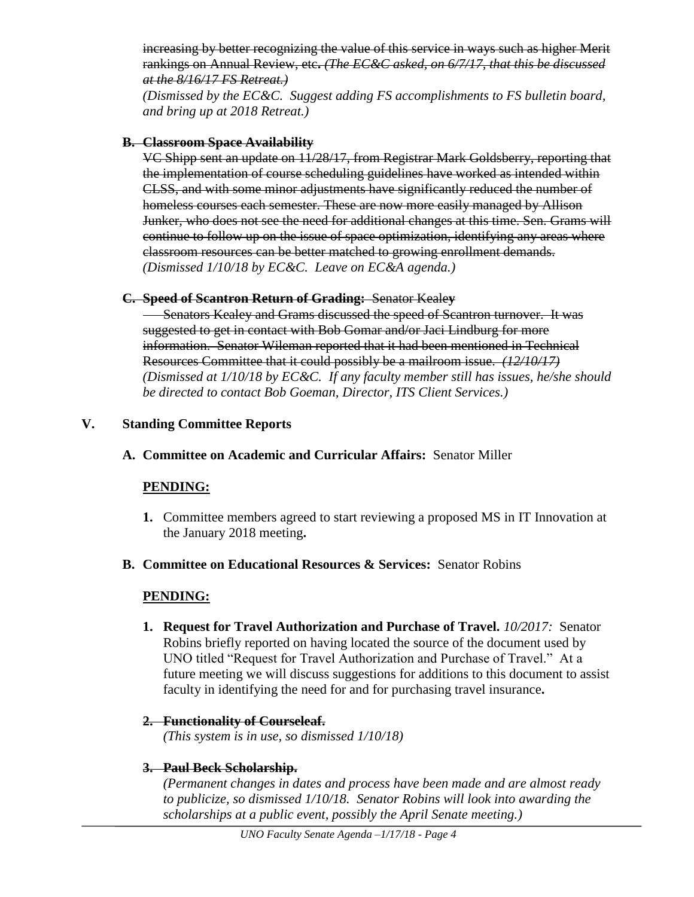~~increasing by better recognizing the value of this service in ways such as higher Merit rankings on Annual Review, etc. *(The EC&C asked, on 6/7/17, that this be discussed at the 8/16/17 FS Retreat.)*~~

*(Dismissed by the EC&C. Suggest adding FS accomplishments to FS bulletin board, and bring up at 2018 Retreat.)*

**B. ~~Classroom Space Availability~~**

~~VC Shipp sent an update on 11/28/17, from Registrar Mark Goldsberry, reporting that the implementation of course scheduling guidelines have worked as intended within CLSS, and with some minor adjustments have significantly reduced the number of homeless courses each semester. These are now more easily managed by Allison Junker, who does not see the need for additional changes at this time. Sen. Grams will continue to follow up on the issue of space optimization, identifying any areas where classroom resources can be better matched to growing enrollment demands.~~ *(Dismissed 1/10/18 by EC&C. Leave on EC&A agenda.)*

**C. ~~Speed of Scantron Return of Grading:~~** ~~Senator Kealey~~

~~Senators Kealey and Grams discussed the speed of Scantron turnover. It was suggested to get in contact with Bob Gomar and/or Jaci Lindburg for more information. Senator Wileman reported that it had been mentioned in Technical Resources Committee that it could possibly be a mailroom issue. *(12/10/17)*~~ *(Dismissed at 1/10/18 by EC&C. If any faculty member still has issues, he/she should be directed to contact Bob Goeman, Director, ITS Client Services.)*

## V. Standing Committee Reports

### A. Committee on Academic and Curricular Affairs: Senator Miller

**PENDING:**

1. Committee members agreed to start reviewing a proposed MS in IT Innovation at the January 2018 meeting**.**

### B. Committee on Educational Resources & Services: Senator Robins

**PENDING:**

1. **Request for Travel Authorization and Purchase of Travel.** *10/2017:* Senator Robins briefly reported on having located the source of the document used by UNO titled "Request for Travel Authorization and Purchase of Travel." At a future meeting we will discuss suggestions for additions to this document to assist faculty in identifying the need for and for purchasing travel insurance**.**

2. **~~Functionality of Courseleaf.~~**
   *(This system is in use, so dismissed 1/10/18)*

3. **~~Paul Beck Scholarship.~~**
   *(Permanent changes in dates and process have been made and are almost ready to publicize, so dismissed 1/10/18. Senator Robins will look into awarding the scholarships at a public event, possibly the April Senate meeting.)*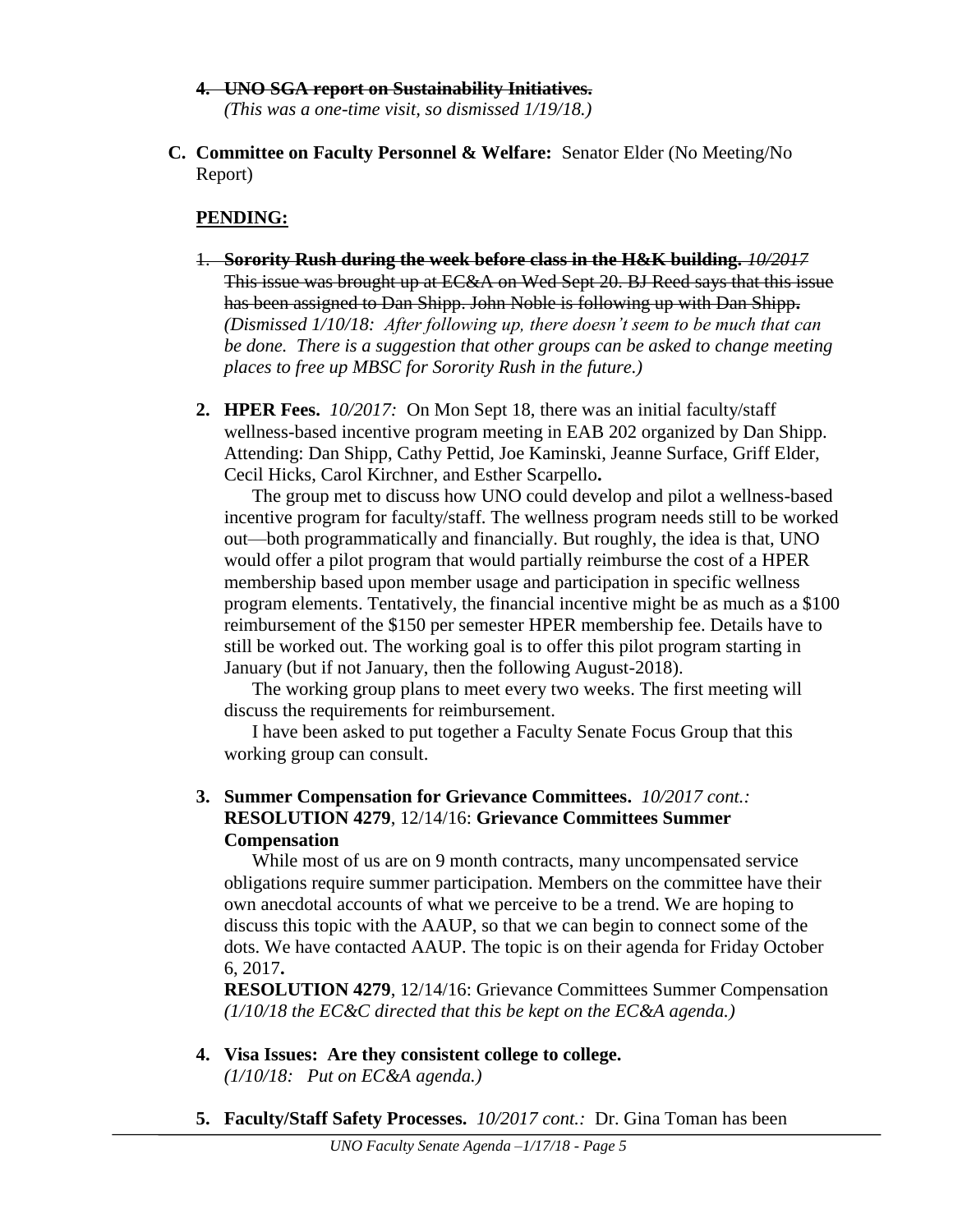4. ~~**UNO SGA report on Sustainability Initiatives.**~~
   *(This was a one-time visit, so dismissed 1/19/18.)*

**C. Committee on Faculty Personnel & Welfare:** Senator Elder (No Meeting/No Report)

**PENDING:**

1. ~~**Sorority Rush during the week before class in the H&K building.** *10/2017* This issue was brought up at EC&A on Wed Sept 20. BJ Reed says that this issue has been assigned to Dan Shipp. John Noble is following up with Dan Shipp.~~ *(Dismissed 1/10/18: After following up, there doesn't seem to be much that can be done. There is a suggestion that other groups can be asked to change meeting places to free up MBSC for Sorority Rush in the future.)*

2. **HPER Fees.** *10/2017:* On Mon Sept 18, there was an initial faculty/staff wellness-based incentive program meeting in EAB 202 organized by Dan Shipp. Attending: Dan Shipp, Cathy Pettid, Joe Kaminski, Jeanne Surface, Griff Elder, Cecil Hicks, Carol Kirchner, and Esther Scarpello**.**

   The group met to discuss how UNO could develop and pilot a wellness-based incentive program for faculty/staff. The wellness program needs still to be worked out—both programmatically and financially. But roughly, the idea is that, UNO would offer a pilot program that would partially reimburse the cost of a HPER membership based upon member usage and participation in specific wellness program elements. Tentatively, the financial incentive might be as much as a $100 reimbursement of the $150 per semester HPER membership fee. Details have to still be worked out. The working goal is to offer this pilot program starting in January (but if not January, then the following August-2018).

   The working group plans to meet every two weeks. The first meeting will discuss the requirements for reimbursement.

   I have been asked to put together a Faculty Senate Focus Group that this working group can consult.

3. **Summer Compensation for Grievance Committees.** *10/2017 cont.:* **RESOLUTION 4279**, 12/14/16: **Grievance Committees Summer Compensation**

   While most of us are on 9 month contracts, many uncompensated service obligations require summer participation. Members on the committee have their own anecdotal accounts of what we perceive to be a trend. We are hoping to discuss this topic with the AAUP, so that we can begin to connect some of the dots. We have contacted AAUP. The topic is on their agenda for Friday October 6, 2017**.**

   **RESOLUTION 4279**, 12/14/16: Grievance Committees Summer Compensation *(1/10/18 the EC&C directed that this be kept on the EC&A agenda.)*

4. **Visa Issues: Are they consistent college to college.**
   *(1/10/18: Put on EC&A agenda.)*

5. **Faculty/Staff Safety Processes.** *10/2017 cont.:* Dr. Gina Toman has been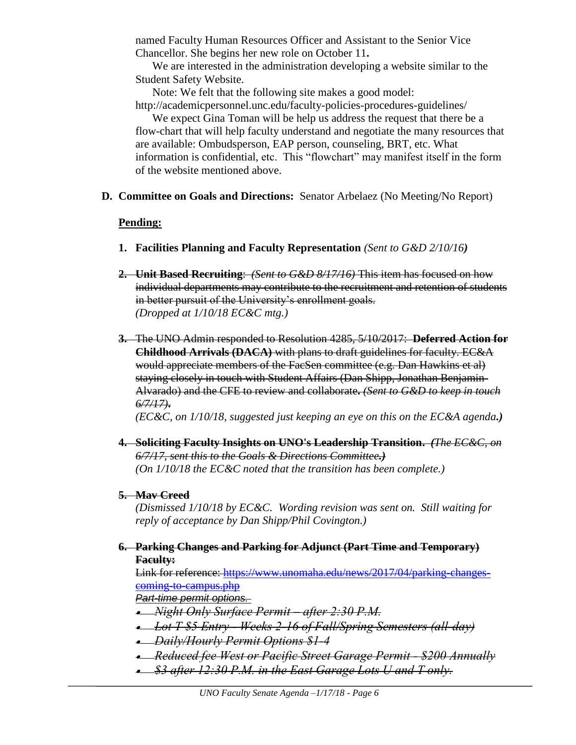named Faculty Human Resources Officer and Assistant to the Senior Vice Chancellor. She begins her new role on October 11**.**

We are interested in the administration developing a website similar to the Student Safety Website.

Note: We felt that the following site makes a good model: http://academicpersonnel.unc.edu/faculty-policies-procedures-guidelines/

We expect Gina Toman will be help us address the request that there be a flow-chart that will help faculty understand and negotiate the many resources that are available: Ombudsperson, EAP person, counseling, BRT, etc. What information is confidential, etc. This "flowchart" may manifest itself in the form of the website mentioned above.

**D. Committee on Goals and Directions:** Senator Arbelaez (No Meeting/No Report)

**Pending:**

1. **Facilities Planning and Faculty Representation** *(Sent to G&D 2/10/16)*

2. ~~**Unit Based Recruiting**: *(Sent to G&D 8/17/16)* This item has focused on how individual departments may contribute to the recruitment and retention of students in better pursuit of the University's enrollment goals.~~
   *(Dropped at 1/10/18 EC&C mtg.)*

3. ~~The UNO Admin responded to Resolution 4285, 5/10/2017: **Deferred Action for Childhood Arrivals (DACA)** with plans to draft guidelines for faculty. EC&A would appreciate members of the FacSen committee (e.g. Dan Hawkins et al) staying closely in touch with Student Affairs (Dan Shipp, Jonathan Benjamin-Alvarado) and the CFE to review and collaborate. *(Sent to G&D to keep in touch 6/7/17).*~~
   *(EC&C, on 1/10/18, suggested just keeping an eye on this on the EC&A agenda.)*

4. ~~**Soliciting Faculty Insights on UNO's Leadership Transition.** *(The EC&C, on 6/7/17, sent this to the Goals & Directions Committee.)*~~
   *(On 1/10/18 the EC&C noted that the transition has been complete.)*

5. ~~**Mav Creed**~~
   *(Dismissed 1/10/18 by EC&C. Wording revision was sent on. Still waiting for reply of acceptance by Dan Shipp/Phil Covington.)*

6. ~~**Parking Changes and Parking for Adjunct (Part Time and Temporary) Faculty:**~~
   ~~Link for reference: https://www.unomaha.edu/news/2017/04/parking-changes-coming-to-campus.php~~
   ~~*Part-time permit options.*~~
   - ~~*Night Only Surface Permit – after 2:30 P.M.*~~
   - ~~*Lot T $5 Entry - Weeks 2-16 of Fall/Spring Semesters (all-day)*~~
   - ~~*Daily/Hourly Permit Options $1-4*~~
   - ~~*Reduced fee West or Pacific Street Garage Permit - $200 Annually*~~
   - ~~*$3 after 12:30 P.M. in the East Garage Lots U and T only.*~~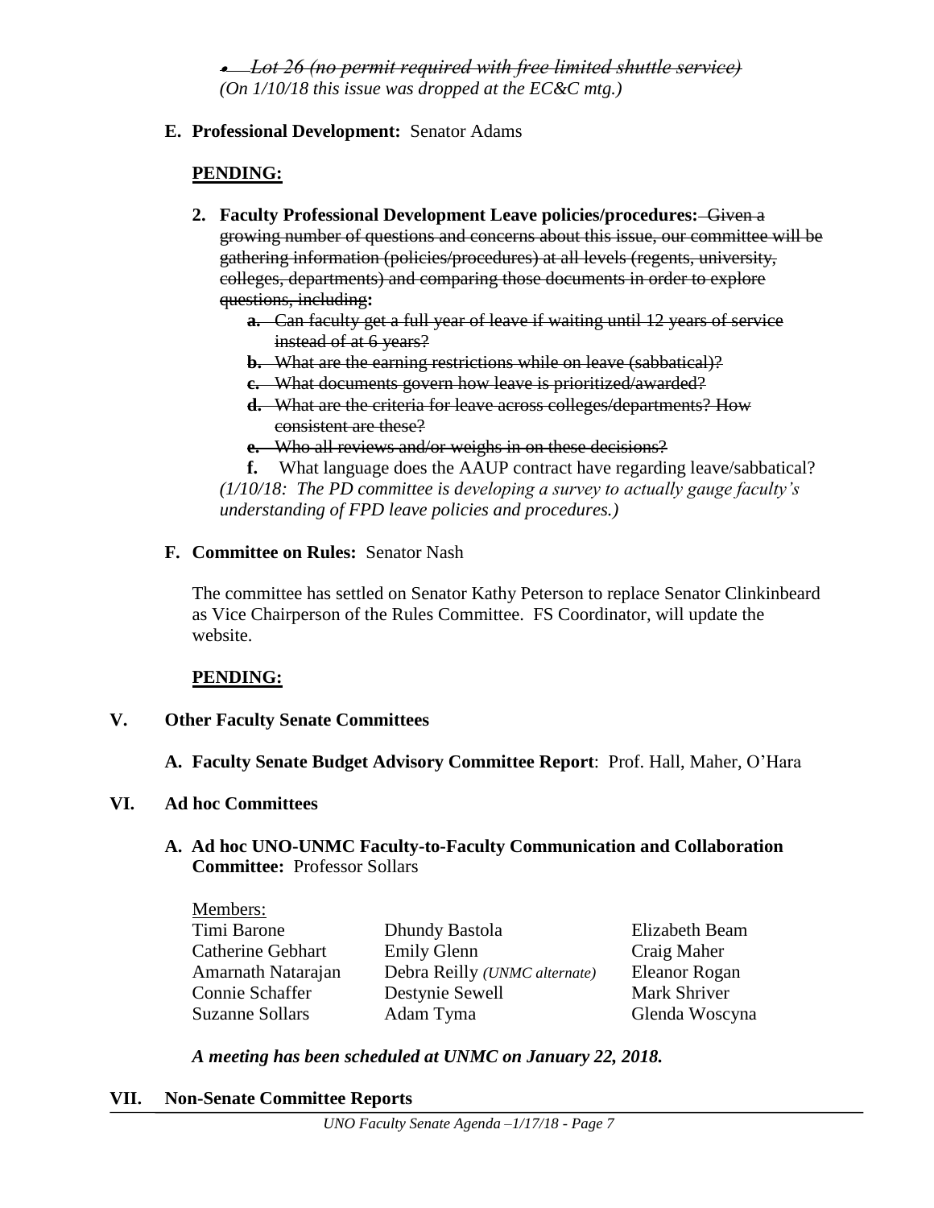- ~~*Lot 26 (no permit required with free limited shuttle service)*~~

*(On 1/10/18 this issue was dropped at the EC&C mtg.)*

**E. Professional Development:** Senator Adams

**PENDING:**

2. **Faculty Professional Development Leave policies/procedures:** ~~Given a growing number of questions and concerns about this issue, our committee will be gathering information (policies/procedures) at all levels (regents, university, colleges, departments) and comparing those documents in order to explore questions, including:~~
   a. ~~Can faculty get a full year of leave if waiting until 12 years of service instead of at 6 years?~~
   b. ~~What are the earning restrictions while on leave (sabbatical)?~~
   c. ~~What documents govern how leave is prioritized/awarded?~~
   d. ~~What are the criteria for leave across colleges/departments? How consistent are these?~~
   e. ~~Who all reviews and/or weighs in on these decisions?~~
   f. What language does the AAUP contract have regarding leave/sabbatical?

   *(1/10/18: The PD committee is developing a survey to actually gauge faculty's understanding of FPD leave policies and procedures.)*

**F. Committee on Rules:** Senator Nash

The committee has settled on Senator Kathy Peterson to replace Senator Clinkinbeard as Vice Chairperson of the Rules Committee. FS Coordinator, will update the website.

**PENDING:**

## V. Other Faculty Senate Committees

**A. Faculty Senate Budget Advisory Committee Report**: Prof. Hall, Maher, O'Hara

## VI. Ad hoc Committees

**A. Ad hoc UNO-UNMC Faculty-to-Faculty Communication and Collaboration Committee:** Professor Sollars

Members:

| | | |
|---|---|---|
| Timi Barone | Dhundy Bastola | Elizabeth Beam |
| Catherine Gebhart | Emily Glenn | Craig Maher |
| Amarnath Natarajan | Debra Reilly *(UNMC alternate)* | Eleanor Rogan |
| Connie Schaffer | Destynie Sewell | Mark Shriver |
| Suzanne Sollars | Adam Tyma | Glenda Woscyna |

***A meeting has been scheduled at UNMC on January 22, 2018.***

## VII. Non-Senate Committee Reports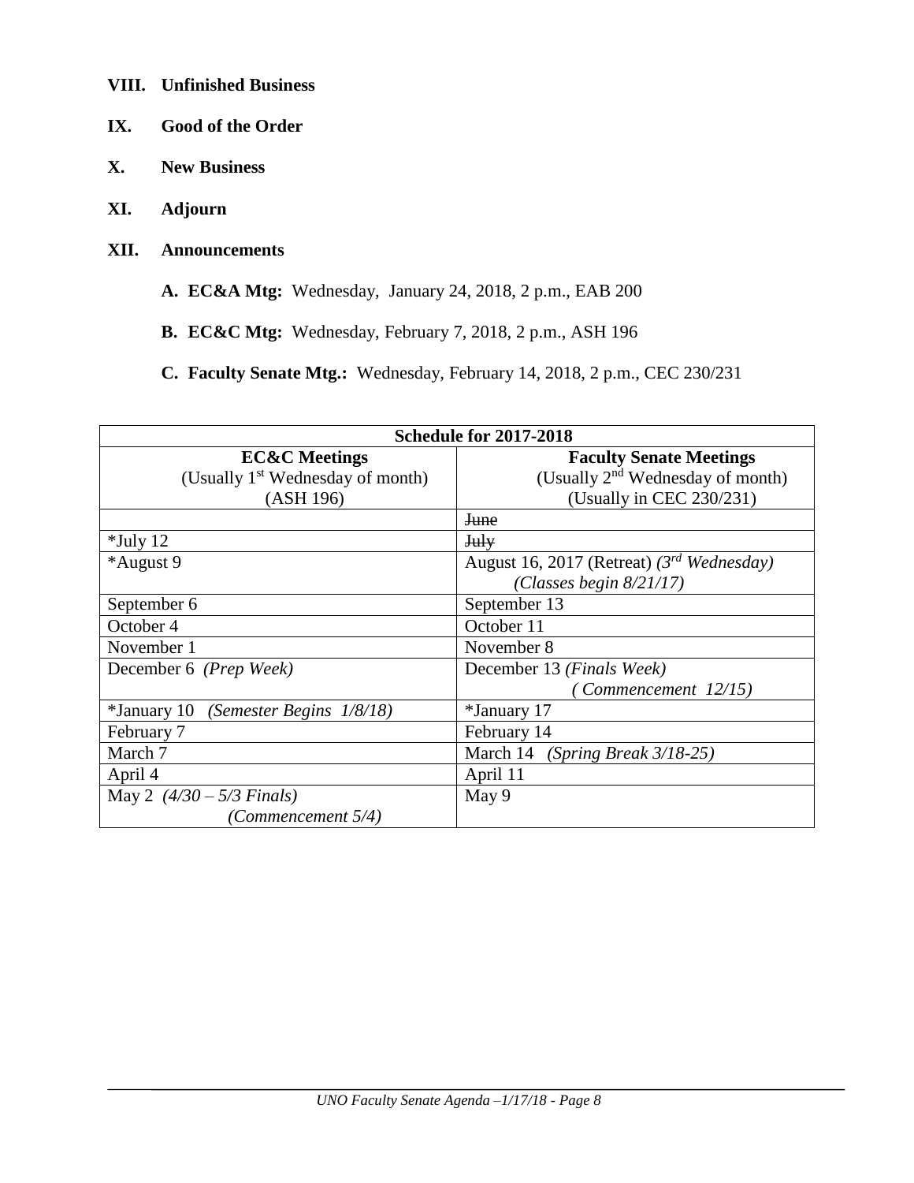**VIII. Unfinished Business**

**IX. Good of the Order**

**X. New Business**

**XI. Adjourn**

**XII. Announcements**

**A. EC&A Mtg:** Wednesday, January 24, 2018, 2 p.m., EAB 200

**B. EC&C Mtg:** Wednesday, February 7, 2018, 2 p.m., ASH 196

**C. Faculty Senate Mtg.:** Wednesday, February 14, 2018, 2 p.m., CEC 230/231

| Schedule for 2017-2018 | |
|---|---|
| **EC&C Meetings** (Usually 1st Wednesday of month) (ASH 196) | **Faculty Senate Meetings** (Usually 2nd Wednesday of month) (Usually in CEC 230/231) |
| | ~~June~~ |
| *July 12 | ~~July~~ |
| *August 9 | August 16, 2017 (Retreat) *(3rd Wednesday)* *(Classes begin 8/21/17)* |
| September 6 | September 13 |
| October 4 | October 11 |
| November 1 | November 8 |
| December 6 *(Prep Week)* | December 13 *(Finals Week)* *( Commencement 12/15)* |
| *January 10 *(Semester Begins 1/8/18)* | *January 17 |
| February 7 | February 14 |
| March 7 | March 14 *(Spring Break 3/18-25)* |
| April 4 | April 11 |
| May 2 *(4/30 – 5/3 Finals)* *(Commencement 5/4)* | May 9 |